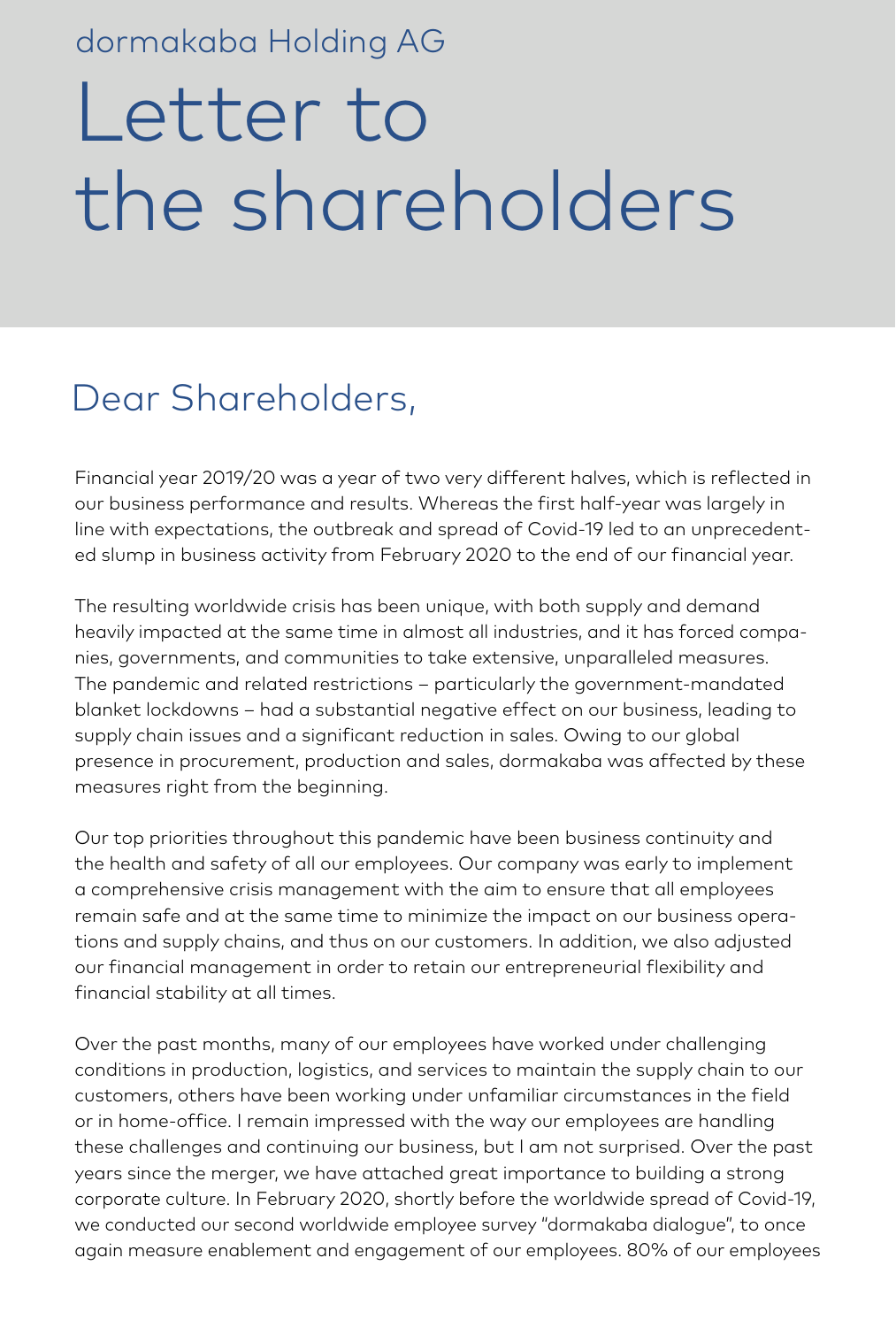dormakaba Holding AG

# Letter to the shareholders

## Dear Shareholders,

Financial year 2019/20 was a year of two very different halves, which is reflected in our business performance and results. Whereas the first half-year was largely in line with expectations, the outbreak and spread of Covid-19 led to an unprecedented slump in business activity from February 2020 to the end of our financial year.

The resulting worldwide crisis has been unique, with both supply and demand heavily impacted at the same time in almost all industries, and it has forced companies, governments, and communities to take extensive, unparalleled measures. The pandemic and related restrictions – particularly the government-mandated blanket lockdowns – had a substantial negative effect on our business, leading to supply chain issues and a significant reduction in sales. Owing to our global presence in procurement, production and sales, dormakaba was affected by these measures right from the beginning.

Our top priorities throughout this pandemic have been business continuity and the health and safety of all our employees. Our company was early to implement a comprehensive crisis management with the aim to ensure that all employees remain safe and at the same time to minimize the impact on our business operations and supply chains, and thus on our customers. In addition, we also adjusted our financial management in order to retain our entrepreneurial flexibility and financial stability at all times.

Over the past months, many of our employees have worked under challenging conditions in production, logistics, and services to maintain the supply chain to our customers, others have been working under unfamiliar circumstances in the field or in home-office. I remain impressed with the way our employees are handling these challenges and continuing our business, but I am not surprised. Over the past years since the merger, we have attached great importance to building a strong corporate culture. In February 2020, shortly before the worldwide spread of Covid-19, we conducted our second worldwide employee survey "dormakaba dialogue", to once again measure enablement and engagement of our employees. 80% of our employees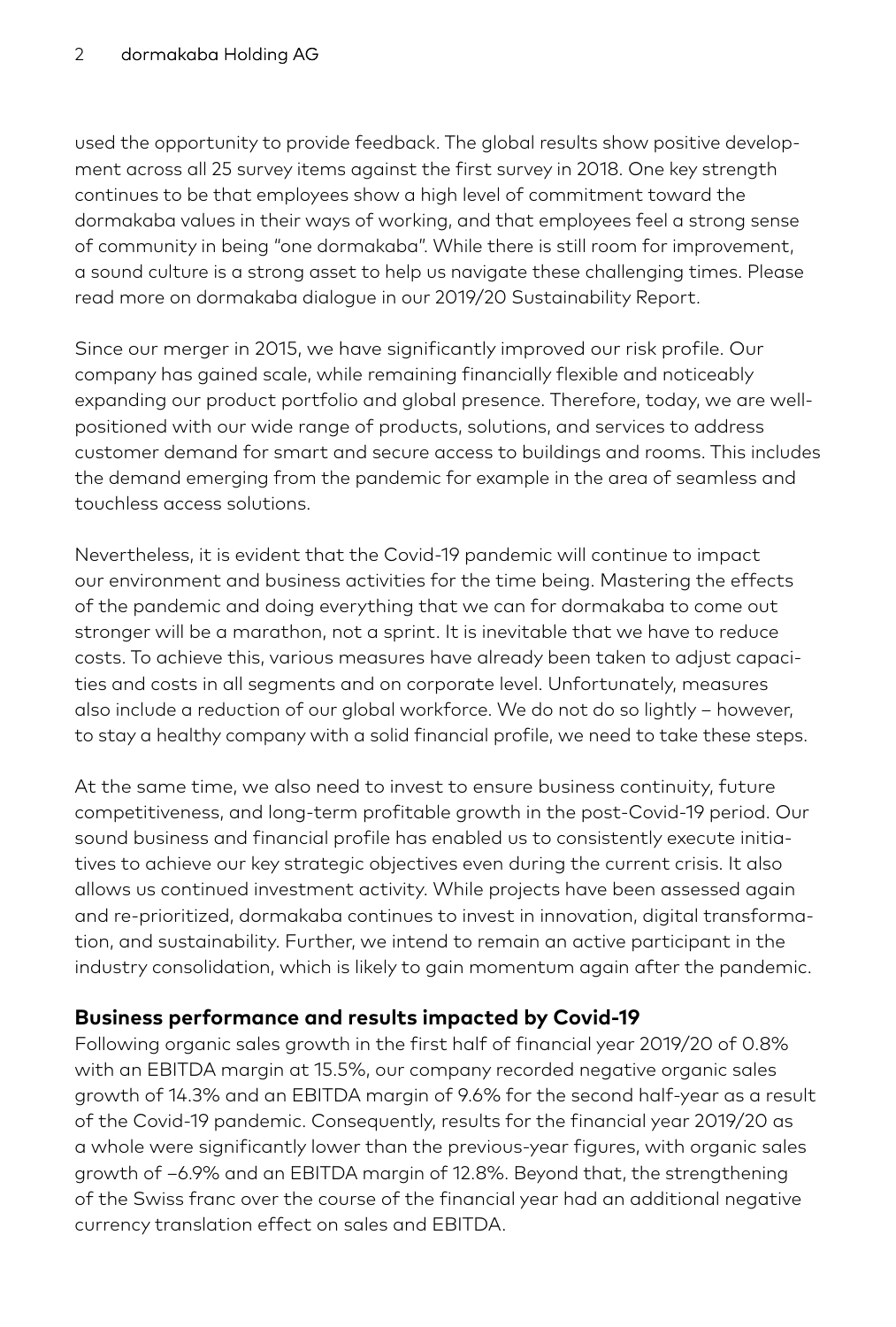used the opportunity to provide feedback. The global results show positive development across all 25 survey items against the first survey in 2018. One key strength continues to be that employees show a high level of commitment toward the dormakaba values in their ways of working, and that employees feel a strong sense of community in being "one dormakaba". While there is still room for improvement, a sound culture is a strong asset to help us navigate these challenging times. Please read more on dormakaba dialogue in our 2019/20 Sustainability Report.

Since our merger in 2015, we have significantly improved our risk profile. Our company has gained scale, while remaining financially flexible and noticeably expanding our product portfolio and global presence. Therefore, today, we are well-positioned with our wide range of products, solutions, and services to address customer demand for smart and secure access to buildings and rooms. This includes the demand emerging from the pandemic for example in the area of seamless and touchless access solutions.

Nevertheless, it is evident that the Covid-19 pandemic will continue to impact our environment and business activities for the time being. Mastering the effects of the pandemic and doing everything that we can for dormakaba to come out stronger will be a marathon, not a sprint. It is inevitable that we have to reduce costs. To achieve this, various measures have already been taken to adjust capacities and costs in all segments and on corporate level. Unfortunately, measures also include a reduction of our global workforce. We do not do so lightly – however, to stay a healthy company with a solid financial profile, we need to take these steps.

At the same time, we also need to invest to ensure business continuity, future competitiveness, and long-term profitable growth in the post-Covid-19 period. Our sound business and financial profile has enabled us to consistently execute initiatives to achieve our key strategic objectives even during the current crisis. It also allows us continued investment activity. While projects have been assessed again and re-prioritized, dormakaba continues to invest in innovation, digital transformation, and sustainability. Further, we intend to remain an active participant in the industry consolidation, which is likely to gain momentum again after the pandemic.

## Business performance and results impacted by Covid-19

Following organic sales growth in the first half of financial year 2019/20 of 0.8% with an EBITDA margin at 15.5%, our company recorded negative organic sales growth of 14.3% and an EBITDA margin of 9.6% for the second half-year as a result of the Covid-19 pandemic. Consequently, results for the financial year 2019/20 as a whole were significantly lower than the previous-year figures, with organic sales growth of –6.9% and an EBITDA margin of 12.8%. Beyond that, the strengthening of the Swiss franc over the course of the financial year had an additional negative currency translation effect on sales and EBITDA.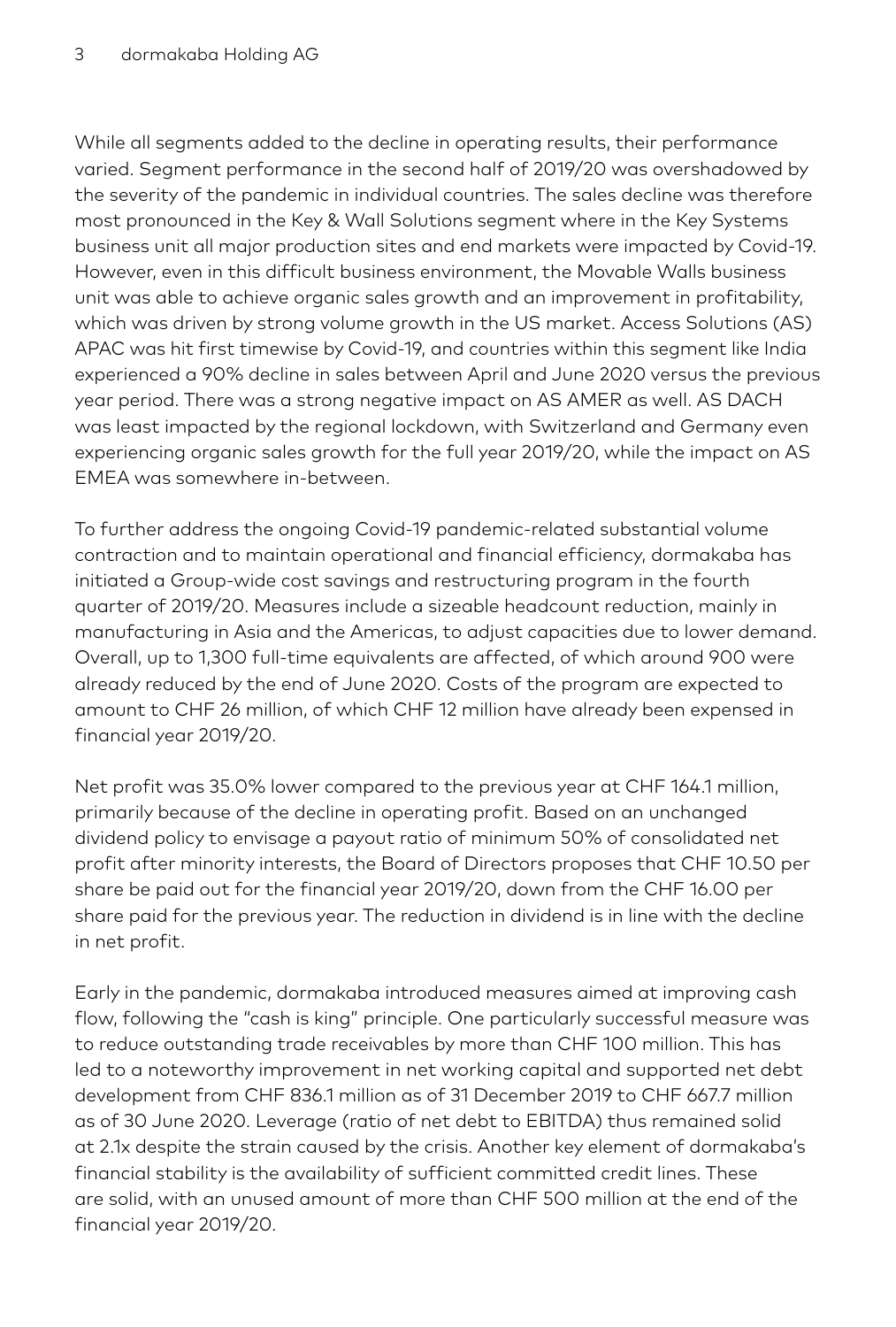While all segments added to the decline in operating results, their performance varied. Segment performance in the second half of 2019/20 was overshadowed by the severity of the pandemic in individual countries. The sales decline was therefore most pronounced in the Key & Wall Solutions segment where in the Key Systems business unit all major production sites and end markets were impacted by Covid-19. However, even in this difficult business environment, the Movable Walls business unit was able to achieve organic sales growth and an improvement in profitability, which was driven by strong volume growth in the US market. Access Solutions (AS) APAC was hit first timewise by Covid-19, and countries within this segment like India experienced a 90% decline in sales between April and June 2020 versus the previous year period. There was a strong negative impact on AS AMER as well. AS DACH was least impacted by the regional lockdown, with Switzerland and Germany even experiencing organic sales growth for the full year 2019/20, while the impact on AS EMEA was somewhere in-between.

To further address the ongoing Covid-19 pandemic-related substantial volume contraction and to maintain operational and financial efficiency, dormakaba has initiated a Group-wide cost savings and restructuring program in the fourth quarter of 2019/20. Measures include a sizeable headcount reduction, mainly in manufacturing in Asia and the Americas, to adjust capacities due to lower demand. Overall, up to 1,300 full-time equivalents are affected, of which around 900 were already reduced by the end of June 2020. Costs of the program are expected to amount to CHF 26 million, of which CHF 12 million have already been expensed in financial year 2019/20.

Net profit was 35.0% lower compared to the previous year at CHF 164.1 million, primarily because of the decline in operating profit. Based on an unchanged dividend policy to envisage a payout ratio of minimum 50% of consolidated net profit after minority interests, the Board of Directors proposes that CHF 10.50 per share be paid out for the financial year 2019/20, down from the CHF 16.00 per share paid for the previous year. The reduction in dividend is in line with the decline in net profit.

Early in the pandemic, dormakaba introduced measures aimed at improving cash flow, following the "cash is king" principle. One particularly successful measure was to reduce outstanding trade receivables by more than CHF 100 million. This has led to a noteworthy improvement in net working capital and supported net debt development from CHF 836.1 million as of 31 December 2019 to CHF 667.7 million as of 30 June 2020. Leverage (ratio of net debt to EBITDA) thus remained solid at 2.1x despite the strain caused by the crisis. Another key element of dormakaba's financial stability is the availability of sufficient committed credit lines. These are solid, with an unused amount of more than CHF 500 million at the end of the financial year 2019/20.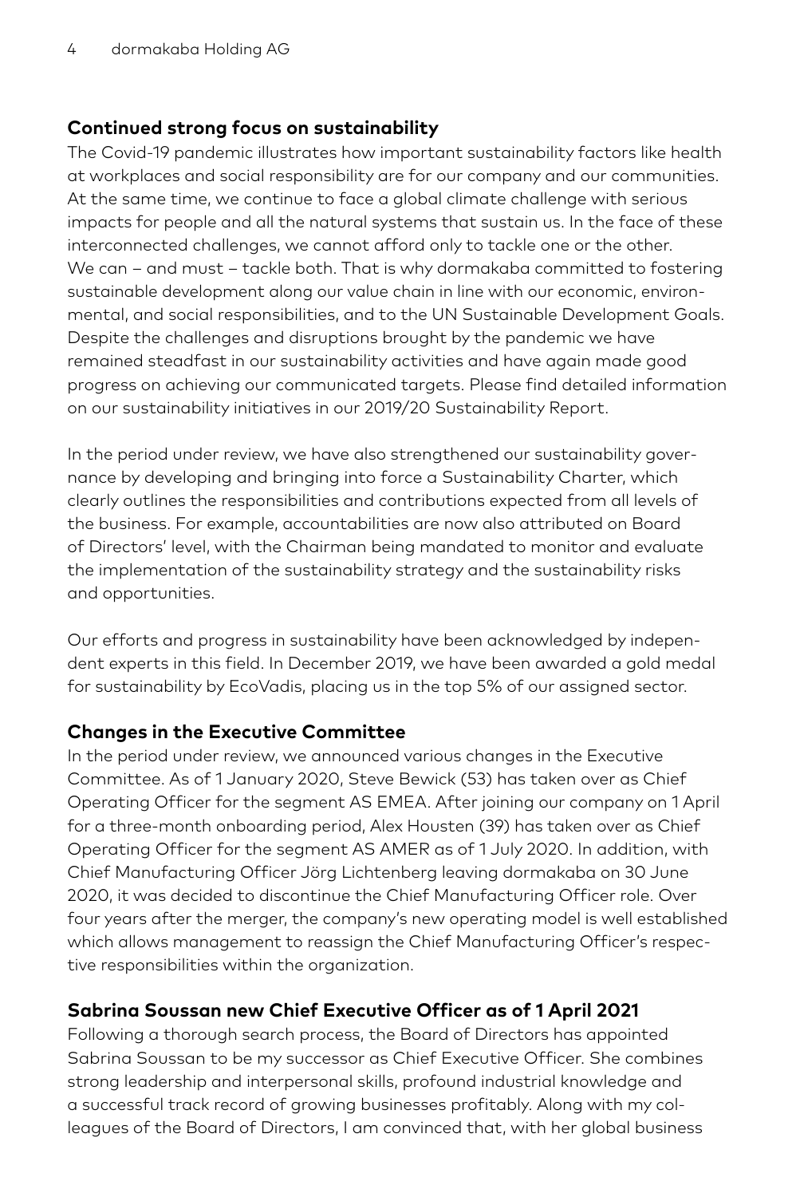## Continued strong focus on sustainability

The Covid-19 pandemic illustrates how important sustainability factors like health at workplaces and social responsibility are for our company and our communities. At the same time, we continue to face a global climate challenge with serious impacts for people and all the natural systems that sustain us. In the face of these interconnected challenges, we cannot afford only to tackle one or the other. We can – and must – tackle both. That is why dormakaba committed to fostering sustainable development along our value chain in line with our economic, environmental, and social responsibilities, and to the UN Sustainable Development Goals. Despite the challenges and disruptions brought by the pandemic we have remained steadfast in our sustainability activities and have again made good progress on achieving our communicated targets. Please find detailed information on our sustainability initiatives in our 2019/20 Sustainability Report.

In the period under review, we have also strengthened our sustainability governance by developing and bringing into force a Sustainability Charter, which clearly outlines the responsibilities and contributions expected from all levels of the business. For example, accountabilities are now also attributed on Board of Directors' level, with the Chairman being mandated to monitor and evaluate the implementation of the sustainability strategy and the sustainability risks and opportunities.

Our efforts and progress in sustainability have been acknowledged by independent experts in this field. In December 2019, we have been awarded a gold medal for sustainability by EcoVadis, placing us in the top 5% of our assigned sector.

## Changes in the Executive Committee

In the period under review, we announced various changes in the Executive Committee. As of 1 January 2020, Steve Bewick (53) has taken over as Chief Operating Officer for the segment AS EMEA. After joining our company on 1 April for a three-month onboarding period, Alex Housten (39) has taken over as Chief Operating Officer for the segment AS AMER as of 1 July 2020. In addition, with Chief Manufacturing Officer Jörg Lichtenberg leaving dormakaba on 30 June 2020, it was decided to discontinue the Chief Manufacturing Officer role. Over four years after the merger, the company's new operating model is well established which allows management to reassign the Chief Manufacturing Officer's respective responsibilities within the organization.

## Sabrina Soussan new Chief Executive Officer as of 1 April 2021

Following a thorough search process, the Board of Directors has appointed Sabrina Soussan to be my successor as Chief Executive Officer. She combines strong leadership and interpersonal skills, profound industrial knowledge and a successful track record of growing businesses profitably. Along with my colleagues of the Board of Directors, I am convinced that, with her global business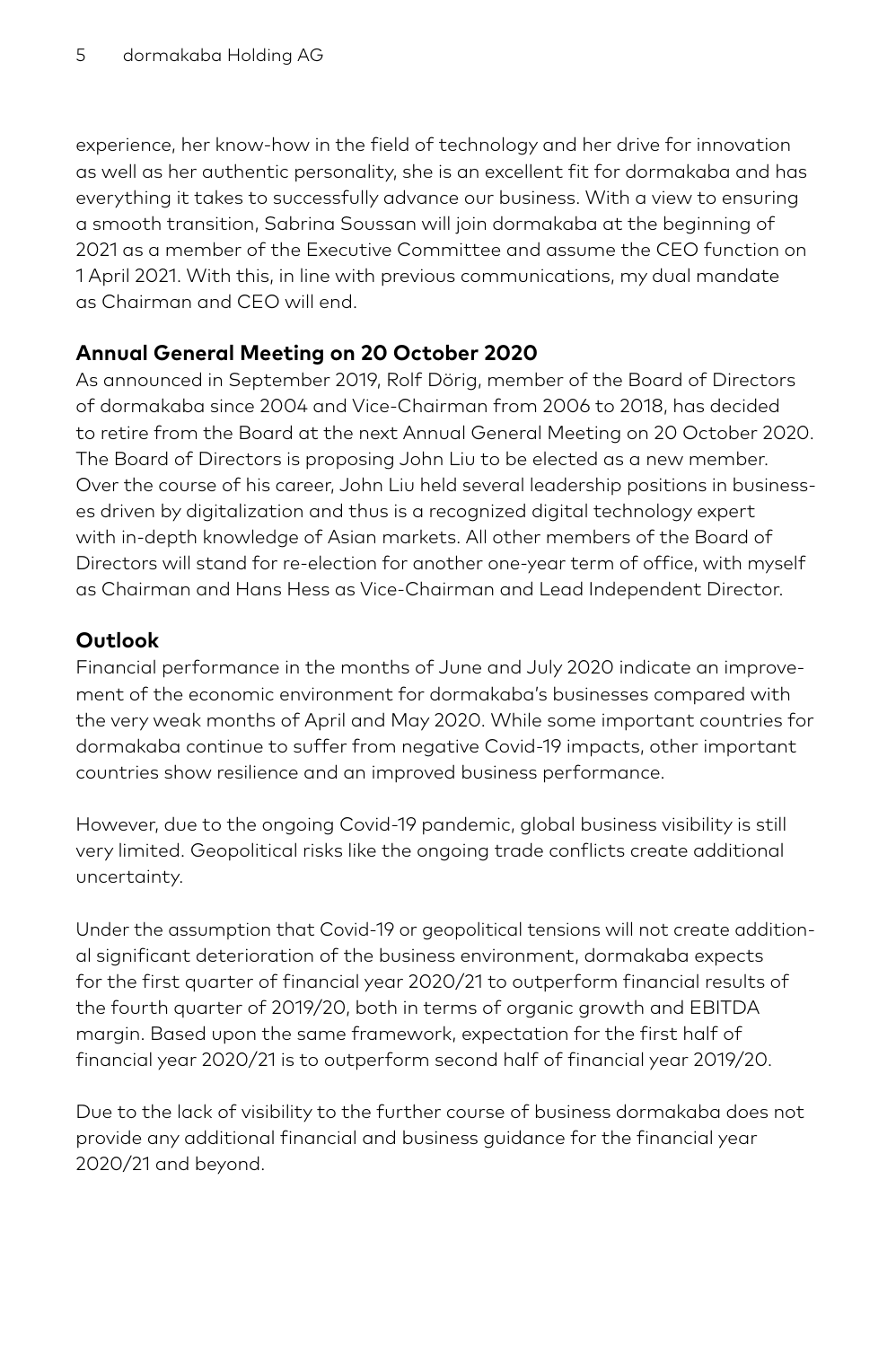experience, her know-how in the field of technology and her drive for innovation as well as her authentic personality, she is an excellent fit for dormakaba and has everything it takes to successfully advance our business. With a view to ensuring a smooth transition, Sabrina Soussan will join dormakaba at the beginning of 2021 as a member of the Executive Committee and assume the CEO function on 1 April 2021. With this, in line with previous communications, my dual mandate as Chairman and CEO will end.

## Annual General Meeting on 20 October 2020

As announced in September 2019, Rolf Dörig, member of the Board of Directors of dormakaba since 2004 and Vice-Chairman from 2006 to 2018, has decided to retire from the Board at the next Annual General Meeting on 20 October 2020. The Board of Directors is proposing John Liu to be elected as a new member. Over the course of his career, John Liu held several leadership positions in businesses driven by digitalization and thus is a recognized digital technology expert with in-depth knowledge of Asian markets. All other members of the Board of Directors will stand for re-election for another one-year term of office, with myself as Chairman and Hans Hess as Vice-Chairman and Lead Independent Director.

## Outlook

Financial performance in the months of June and July 2020 indicate an improvement of the economic environment for dormakaba's businesses compared with the very weak months of April and May 2020. While some important countries for dormakaba continue to suffer from negative Covid-19 impacts, other important countries show resilience and an improved business performance.

However, due to the ongoing Covid-19 pandemic, global business visibility is still very limited. Geopolitical risks like the ongoing trade conflicts create additional uncertainty.

Under the assumption that Covid-19 or geopolitical tensions will not create additional significant deterioration of the business environment, dormakaba expects for the first quarter of financial year 2020/21 to outperform financial results of the fourth quarter of 2019/20, both in terms of organic growth and EBITDA margin. Based upon the same framework, expectation for the first half of financial year 2020/21 is to outperform second half of financial year 2019/20.

Due to the lack of visibility to the further course of business dormakaba does not provide any additional financial and business guidance for the financial year 2020/21 and beyond.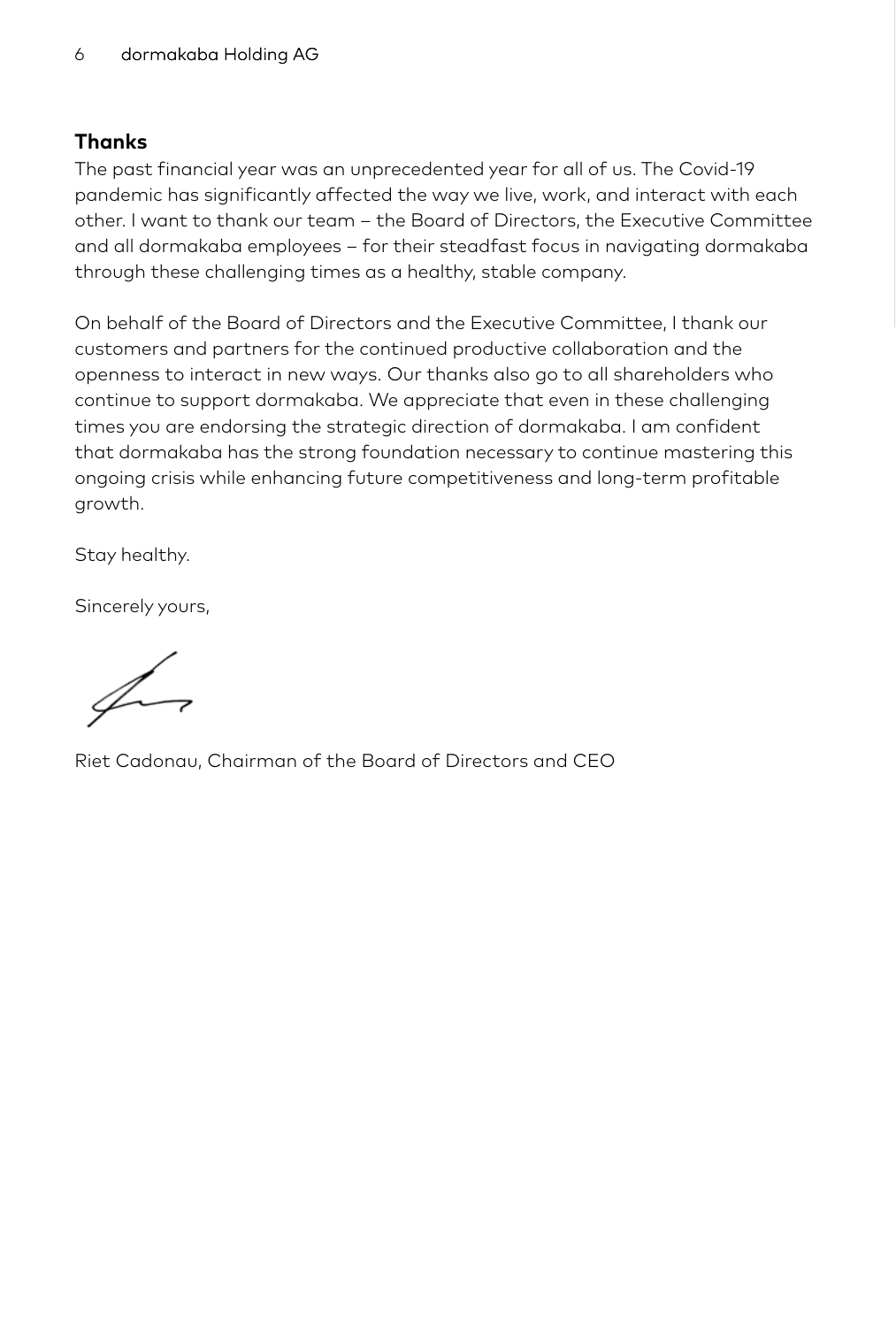## Thanks

The past financial year was an unprecedented year for all of us. The Covid-19 pandemic has significantly affected the way we live, work, and interact with each other. I want to thank our team – the Board of Directors, the Executive Committee and all dormakaba employees – for their steadfast focus in navigating dormakaba through these challenging times as a healthy, stable company.

On behalf of the Board of Directors and the Executive Committee, I thank our customers and partners for the continued productive collaboration and the openness to interact in new ways. Our thanks also go to all shareholders who continue to support dormakaba. We appreciate that even in these challenging times you are endorsing the strategic direction of dormakaba. I am confident that dormakaba has the strong foundation necessary to continue mastering this ongoing crisis while enhancing future competitiveness and long-term profitable growth.

Stay healthy.

Sincerely yours,

Riet Cadonau, Chairman of the Board of Directors and CEO